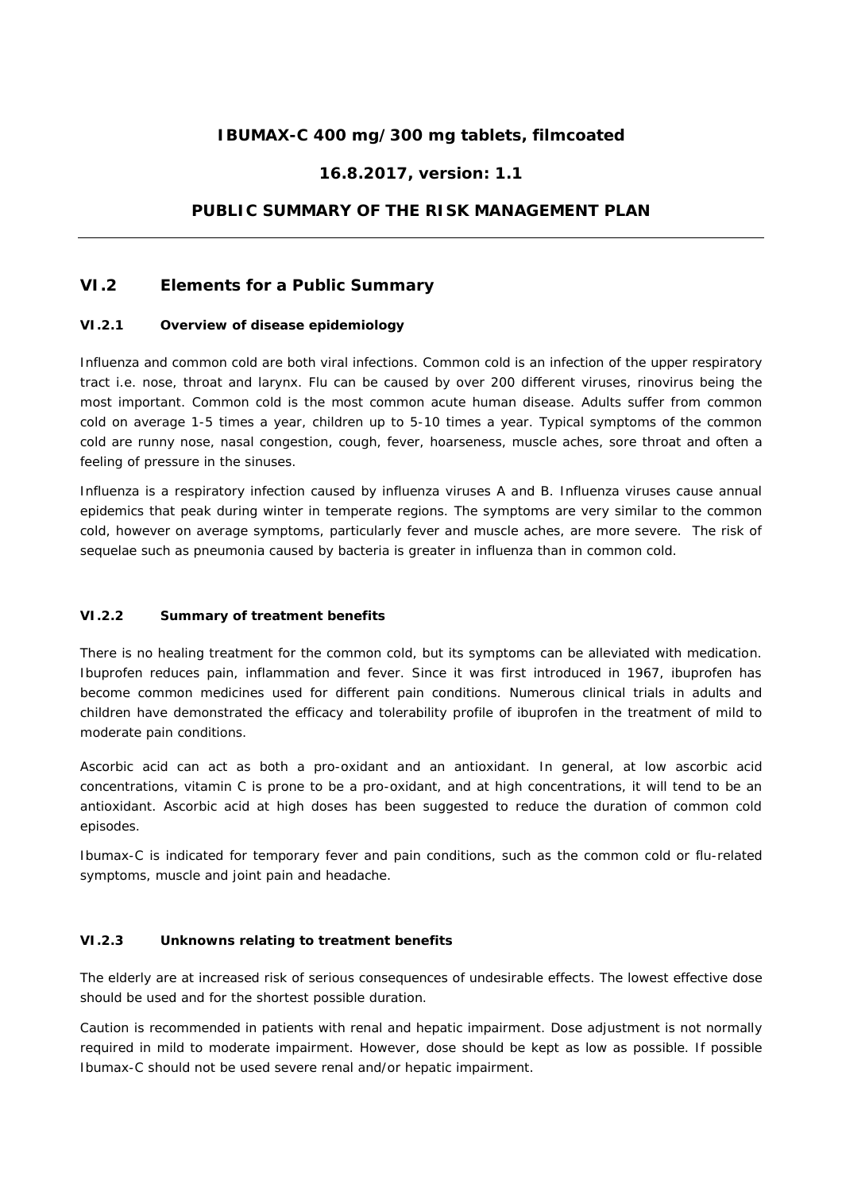**IBUMAX-C 400 mg/300 mg tablets, filmcoated**

**16.8.2017, version: 1.1**

**PUBLIC SUMMARY OF THE RISK MANAGEMENT PLAN**

---

## VI.2 Elements for a Public Summary

### VI.2.1 Overview of disease epidemiology

Influenza and common cold are both viral infections. Common cold is an infection of the upper respiratory tract i.e. nose, throat and larynx. Flu can be caused by over 200 different viruses, rinovirus being the most important. Common cold is the most common acute human disease. Adults suffer from common cold on average 1-5 times a year, children up to 5-10 times a year. Typical symptoms of the common cold are runny nose, nasal congestion, cough, fever, hoarseness, muscle aches, sore throat and often a feeling of pressure in the sinuses.

Influenza is a respiratory infection caused by influenza viruses A and B. Influenza viruses cause annual epidemics that peak during winter in temperate regions. The symptoms are very similar to the common cold, however on average symptoms, particularly fever and muscle aches, are more severe. The risk of sequelae such as pneumonia caused by bacteria is greater in influenza than in common cold.

### VI.2.2 Summary of treatment benefits

There is no healing treatment for the common cold, but its symptoms can be alleviated with medication. Ibuprofen reduces pain, inflammation and fever. Since it was first introduced in 1967, ibuprofen has become common medicines used for different pain conditions. Numerous clinical trials in adults and children have demonstrated the efficacy and tolerability profile of ibuprofen in the treatment of mild to moderate pain conditions.

Ascorbic acid can act as both a pro-oxidant and an antioxidant. In general, at low ascorbic acid concentrations, vitamin C is prone to be a pro-oxidant, and at high concentrations, it will tend to be an antioxidant. Ascorbic acid at high doses has been suggested to reduce the duration of common cold episodes.

Ibumax-C is indicated for temporary fever and pain conditions, such as the common cold or flu-related symptoms, muscle and joint pain and headache.

### VI.2.3 Unknowns relating to treatment benefits

The elderly are at increased risk of serious consequences of undesirable effects. The lowest effective dose should be used and for the shortest possible duration.

Caution is recommended in patients with renal and hepatic impairment. Dose adjustment is not normally required in mild to moderate impairment. However, dose should be kept as low as possible. If possible Ibumax-C should not be used severe renal and/or hepatic impairment.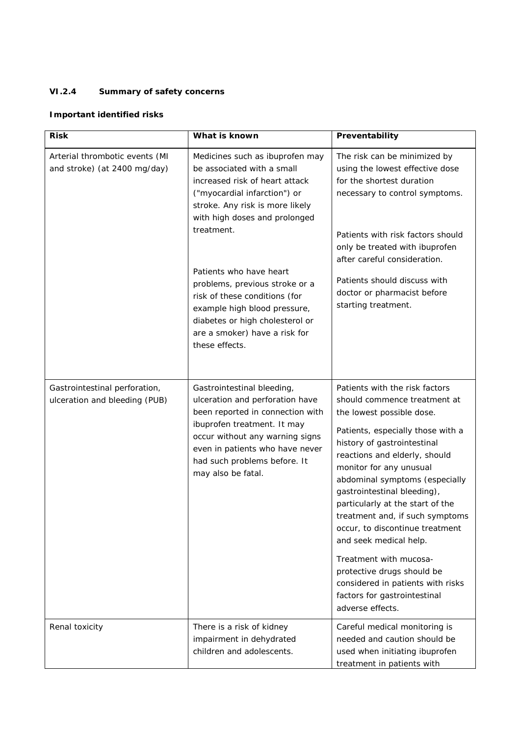### VI.2.4 Summary of safety concerns

**Important identified risks**

| Risk | What is known | Preventability |
|---|---|---|
| Arterial thrombotic events (MI and stroke) (at 2400 mg/day) | Medicines such as ibuprofen may be associated with a small increased risk of heart attack ("myocardial infarction") or stroke. Any risk is more likely with high doses and prolonged treatment.<br><br>Patients who have heart problems, previous stroke or a risk of these conditions (for example high blood pressure, diabetes or high cholesterol or are a smoker) have a risk for these effects. | The risk can be minimized by using the lowest effective dose for the shortest duration necessary to control symptoms.<br><br>Patients with risk factors should only be treated with ibuprofen after careful consideration.<br><br>Patients should discuss with doctor or pharmacist before starting treatment. |
| Gastrointestinal perforation, ulceration and bleeding (PUB) | Gastrointestinal bleeding, ulceration and perforation have been reported in connection with ibuprofen treatment. It may occur without any warning signs even in patients who have never had such problems before. It may also be fatal. | Patients with the risk factors should commence treatment at the lowest possible dose.<br><br>Patients, especially those with a history of gastrointestinal reactions and elderly, should monitor for any unusual abdominal symptoms (especially gastrointestinal bleeding), particularly at the start of the treatment and, if such symptoms occur, to discontinue treatment and seek medical help.<br><br>Treatment with mucosa-protective drugs should be considered in patients with risks factors for gastrointestinal adverse effects. |
| Renal toxicity | There is a risk of kidney impairment in dehydrated children and adolescents. | Careful medical monitoring is needed and caution should be used when initiating ibuprofen treatment in patients with |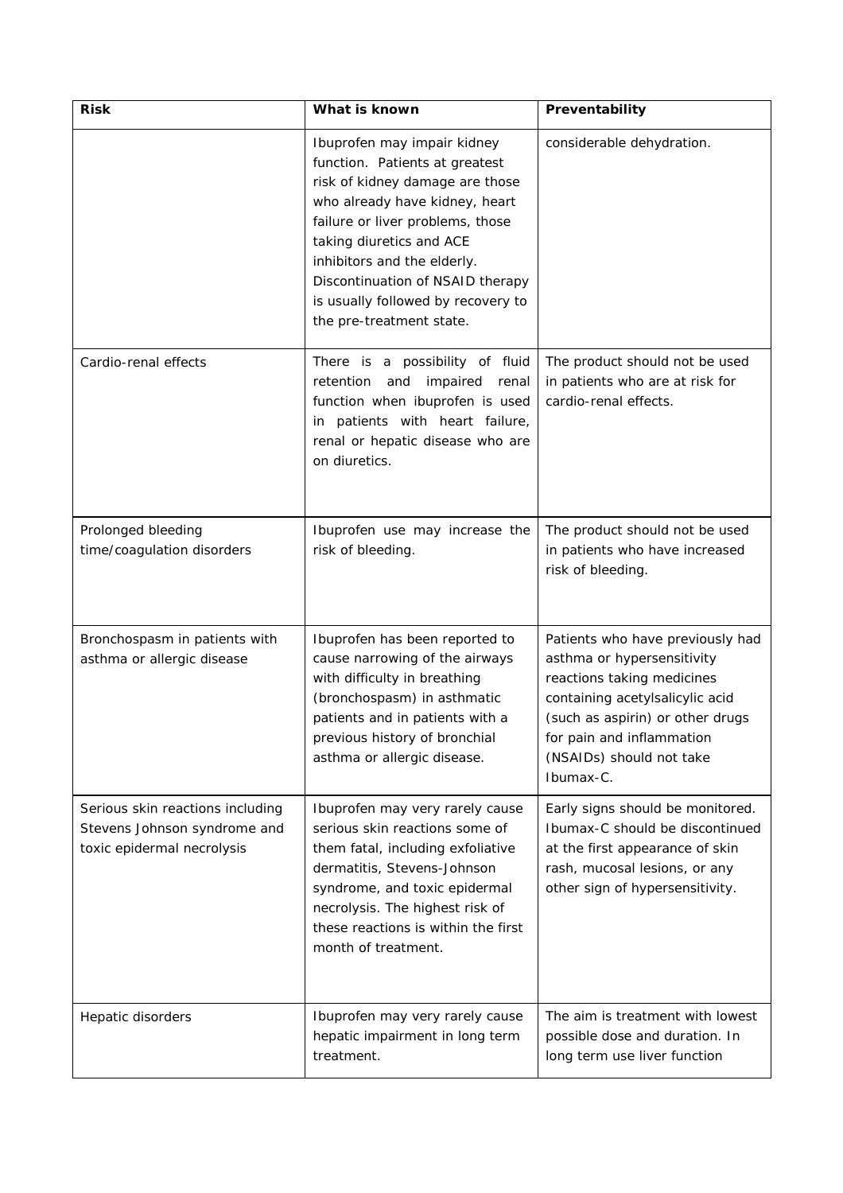| Risk | What is known | Preventability |
| --- | --- | --- |
| | Ibuprofen may impair kidney function. Patients at greatest risk of kidney damage are those who already have kidney, heart failure or liver problems, those taking diuretics and ACE inhibitors and the elderly. Discontinuation of NSAID therapy is usually followed by recovery to the pre-treatment state. | considerable dehydration. |
| Cardio-renal effects | There is a possibility of fluid retention and impaired renal function when ibuprofen is used in patients with heart failure, renal or hepatic disease who are on diuretics. | The product should not be used in patients who are at risk for cardio-renal effects. |
| Prolonged bleeding time/coagulation disorders | Ibuprofen use may increase the risk of bleeding. | The product should not be used in patients who have increased risk of bleeding. |
| Bronchospasm in patients with asthma or allergic disease | Ibuprofen has been reported to cause narrowing of the airways with difficulty in breathing (bronchospasm) in asthmatic patients and in patients with a previous history of bronchial asthma or allergic disease. | Patients who have previously had asthma or hypersensitivity reactions taking medicines containing acetylsalicylic acid (such as aspirin) or other drugs for pain and inflammation (NSAIDs) should not take Ibumax-C. |
| Serious skin reactions including Stevens Johnson syndrome and toxic epidermal necrolysis | Ibuprofen may very rarely cause serious skin reactions some of them fatal, including exfoliative dermatitis, Stevens-Johnson syndrome, and toxic epidermal necrolysis. The highest risk of these reactions is within the first month of treatment. | Early signs should be monitored. Ibumax-C should be discontinued at the first appearance of skin rash, mucosal lesions, or any other sign of hypersensitivity. |
| Hepatic disorders | Ibuprofen may very rarely cause hepatic impairment in long term treatment. | The aim is treatment with lowest possible dose and duration. In long term use liver function |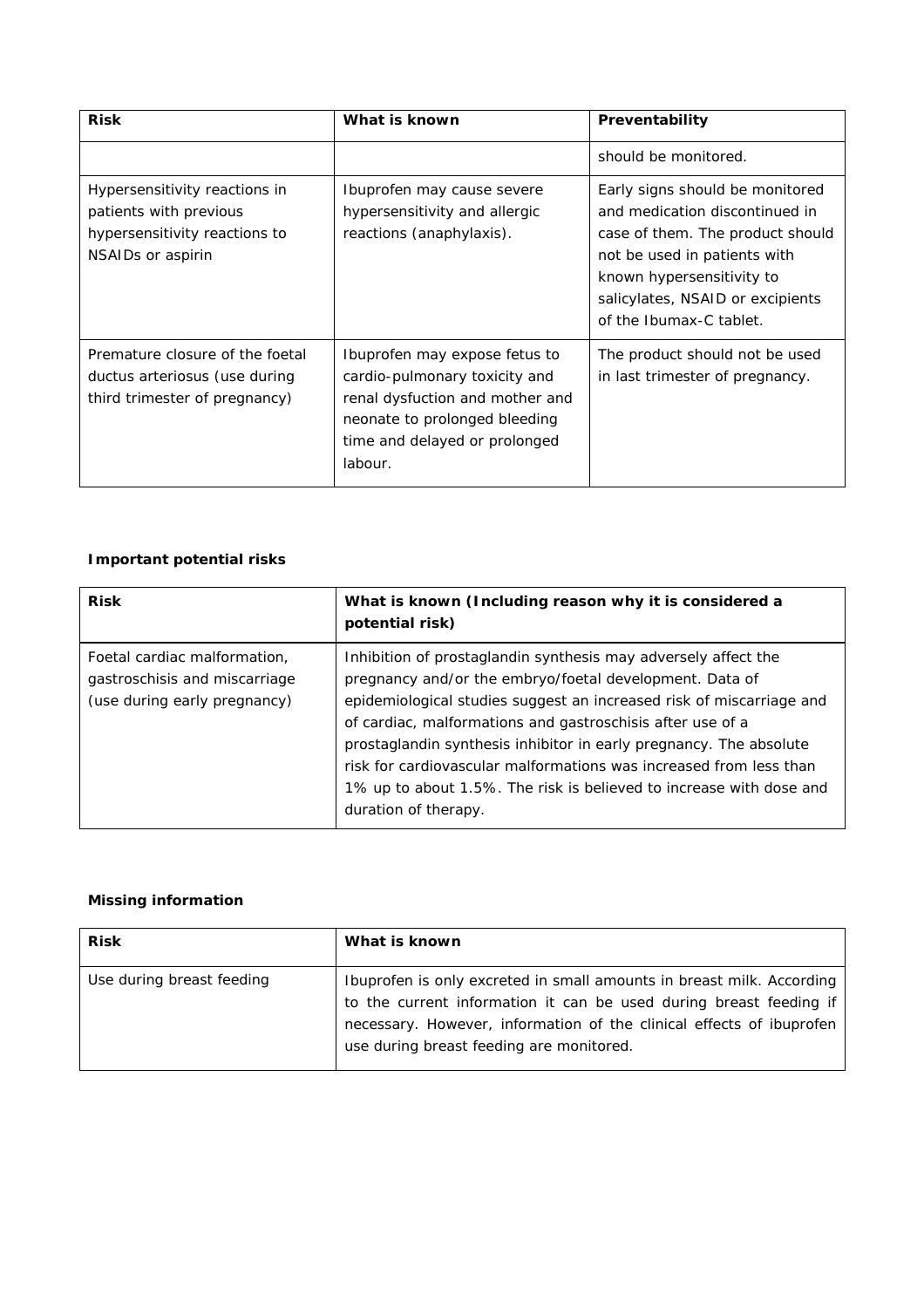| Risk | What is known | Preventability |
|---|---|---|
| | | should be monitored. |
| Hypersensitivity reactions in patients with previous hypersensitivity reactions to NSAIDs or aspirin | Ibuprofen may cause severe hypersensitivity and allergic reactions (anaphylaxis). | Early signs should be monitored and medication discontinued in case of them. The product should not be used in patients with known hypersensitivity to salicylates, NSAID or excipients of the Ibumax-C tablet. |
| Premature closure of the foetal ductus arteriosus (use during third trimester of pregnancy) | Ibuprofen may expose fetus to cardio-pulmonary toxicity and renal dysfuction and mother and neonate to prolonged bleeding time and delayed or prolonged labour. | The product should not be used in last trimester of pregnancy. |

**Important potential risks**

| Risk | What is known (Including reason why it is considered a potential risk) |
|---|---|
| Foetal cardiac malformation, gastroschisis and miscarriage (use during early pregnancy) | Inhibition of prostaglandin synthesis may adversely affect the pregnancy and/or the embryo/foetal development. Data of epidemiological studies suggest an increased risk of miscarriage and of cardiac, malformations and gastroschisis after use of a prostaglandin synthesis inhibitor in early pregnancy. The absolute risk for cardiovascular malformations was increased from less than 1% up to about 1.5%. The risk is believed to increase with dose and duration of therapy. |

**Missing information**

| Risk | What is known |
|---|---|
| Use during breast feeding | Ibuprofen is only excreted in small amounts in breast milk. According to the current information it can be used during breast feeding if necessary. However, information of the clinical effects of ibuprofen use during breast feeding are monitored. |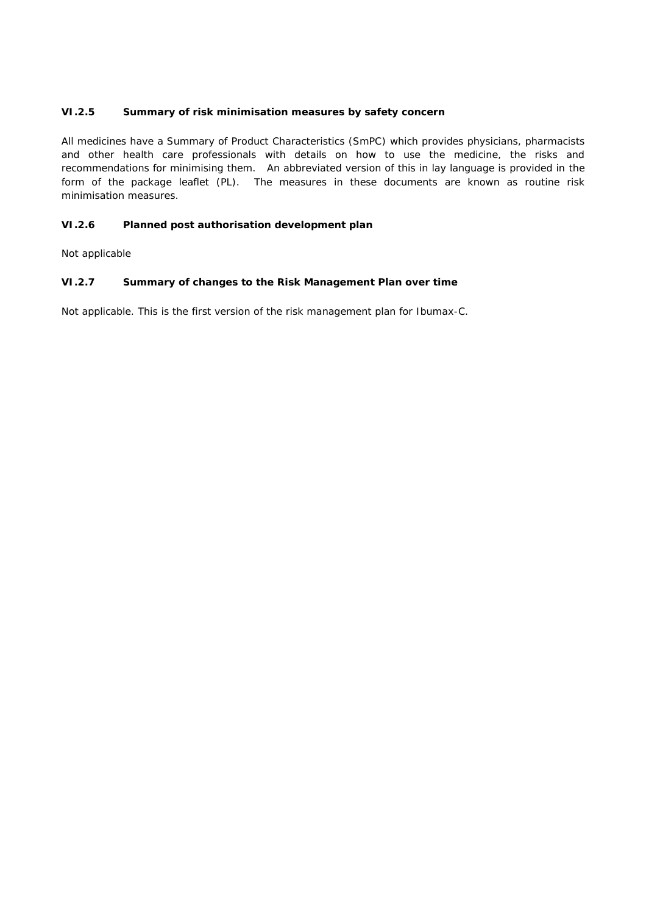### VI.2.5 Summary of risk minimisation measures by safety concern

All medicines have a Summary of Product Characteristics (SmPC) which provides physicians, pharmacists and other health care professionals with details on how to use the medicine, the risks and recommendations for minimising them. An abbreviated version of this in lay language is provided in the form of the package leaflet (PL). The measures in these documents are known as routine risk minimisation measures.

### VI.2.6 Planned post authorisation development plan

Not applicable

### VI.2.7 Summary of changes to the Risk Management Plan over time

Not applicable. This is the first version of the risk management plan for Ibumax-C.